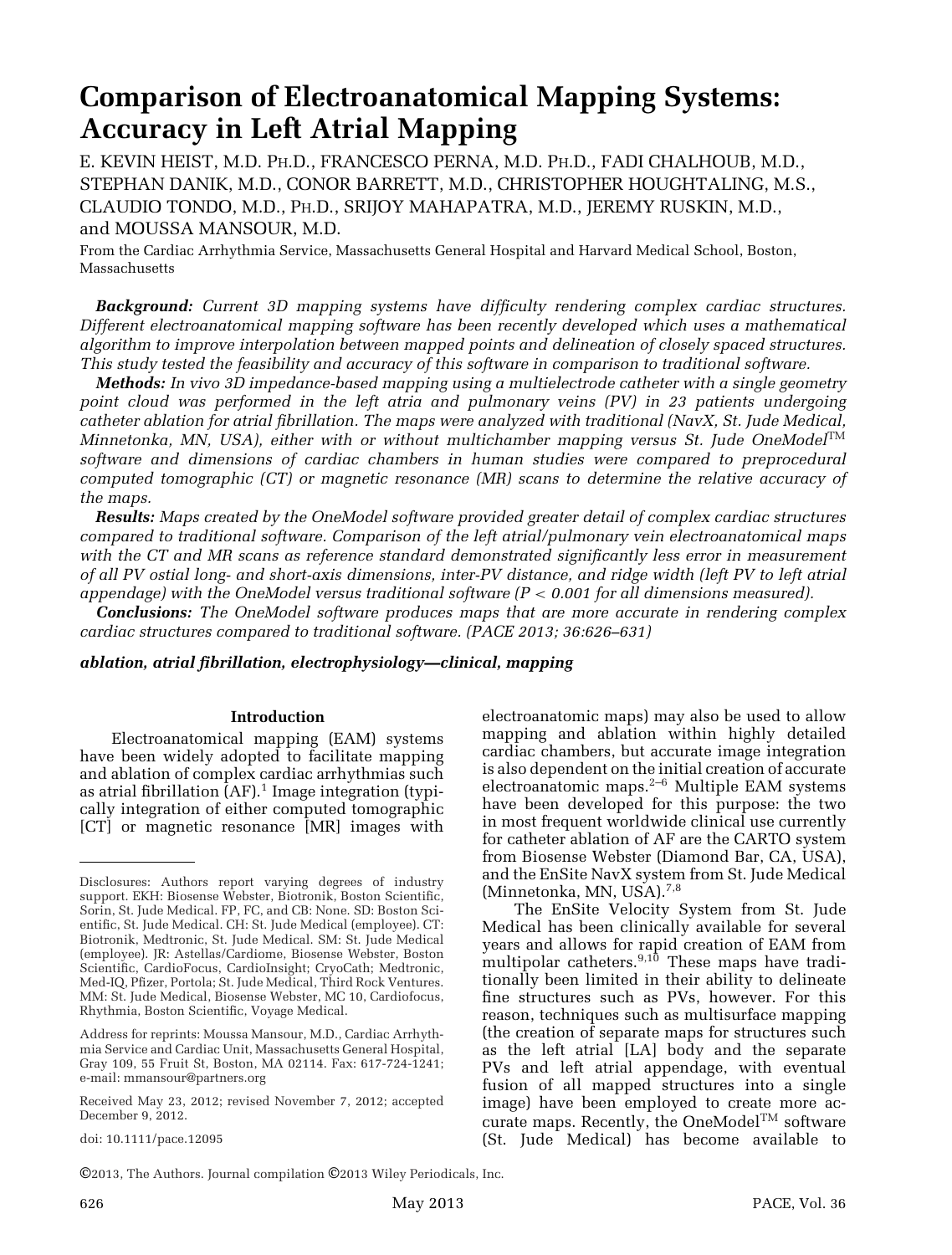# Comparison of Electroanatomical Mapping Systems: Accuracy in Left Atrial Mapping

E. KEVIN HEIST, M.D. PH.D., FRANCESCO PERNA, M.D. PH.D., FADI CHALHOUB, M.D., STEPHAN DANIK, M.D., CONOR BARRETT, M.D., CHRISTOPHER HOUGHTALING, M.S., CLAUDIO TONDO, M.D., PH.D., SRIJOY MAHAPATRA, M.D., JEREMY RUSKIN, M.D., and MOUSSA MANSOUR, M.D.

From the Cardiac Arrhythmia Service, Massachusetts General Hospital and Harvard Medical School, Boston, Massachusetts

***Background:*** *Current 3D mapping systems have difficulty rendering complex cardiac structures. Different electroanatomical mapping software has been recently developed which uses a mathematical algorithm to improve interpolation between mapped points and delineation of closely spaced structures. This study tested the feasibility and accuracy of this software in comparison to traditional software.*

***Methods:*** *In vivo 3D impedance-based mapping using a multielectrode catheter with a single geometry point cloud was performed in the left atria and pulmonary veins (PV) in 23 patients undergoing catheter ablation for atrial fibrillation. The maps were analyzed with traditional (NavX, St. Jude Medical, Minnetonka, MN, USA), either with or without multichamber mapping versus St. Jude OneModel™ software and dimensions of cardiac chambers in human studies were compared to preprocedural computed tomographic (CT) or magnetic resonance (MR) scans to determine the relative accuracy of the maps.*

***Results:*** *Maps created by the OneModel software provided greater detail of complex cardiac structures compared to traditional software. Comparison of the left atrial/pulmonary vein electroanatomical maps with the CT and MR scans as reference standard demonstrated significantly less error in measurement of all PV ostial long- and short-axis dimensions, inter-PV distance, and ridge width (left PV to left atrial appendage) with the OneModel versus traditional software ($P < 0.001$ for all dimensions measured).*

***Conclusions:*** *The OneModel software produces maps that are more accurate in rendering complex cardiac structures compared to traditional software. (PACE 2013; 36:626–631)*

***ablation, atrial fibrillation, electrophysiology—clinical, mapping***

## Introduction

Electroanatomical mapping (EAM) systems have been widely adopted to facilitate mapping and ablation of complex cardiac arrhythmias such as atrial fibrillation (AF).[1] Image integration (typically integration of either computed tomographic [CT] or magnetic resonance [MR] images with electroanatomic maps) may also be used to allow mapping and ablation within highly detailed cardiac chambers, but accurate image integration is also dependent on the initial creation of accurate electroanatomic maps.[2–6] Multiple EAM systems have been developed for this purpose: the two in most frequent worldwide clinical use currently for catheter ablation of AF are the CARTO system from Biosense Webster (Diamond Bar, CA, USA), and the EnSite NavX system from St. Jude Medical (Minnetonka, MN, USA).[7,8]

The EnSite Velocity System from St. Jude Medical has been clinically available for several years and allows for rapid creation of EAM from multipolar catheters.[9,10] These maps have traditionally been limited in their ability to delineate fine structures such as PVs, however. For this reason, techniques such as multisurface mapping (the creation of separate maps for structures such as the left atrial [LA] body and the separate PVs and left atrial appendage, with eventual fusion of all mapped structures into a single image) have been employed to create more accurate maps. Recently, the OneModel™ software (St. Jude Medical) has become available to

---

Disclosures: Authors report varying degrees of industry support. EKH: Biosense Webster, Biotronik, Boston Scientific, Sorin, St. Jude Medical. FP, FC, and CB: None. SD: Boston Scientific, St. Jude Medical. CH: St. Jude Medical (employee). CT: Biotronik, Medtronic, St. Jude Medical. SM: St. Jude Medical (employee). JR: Astellas/Cardiome, Biosense Webster, Boston Scientific, CardioFocus, CardioInsight; CryoCath; Medtronic, Med-IQ, Pfizer, Portola; St. Jude Medical, Third Rock Ventures. MM: St. Jude Medical, Biosense Webster, MC 10, Cardiofocus, Rhythmia, Boston Scientific, Voyage Medical.

Address for reprints: Moussa Mansour, M.D., Cardiac Arrhythmia Service and Cardiac Unit, Massachusetts General Hospital, Gray 109, 55 Fruit St, Boston, MA 02114. Fax: 617-724-1241; e-mail: mmansour@partners.org

Received May 23, 2012; revised November 7, 2012; accepted December 9, 2012.

doi: 10.1111/pace.12095

©2013, The Authors. Journal compilation ©2013 Wiley Periodicals, Inc.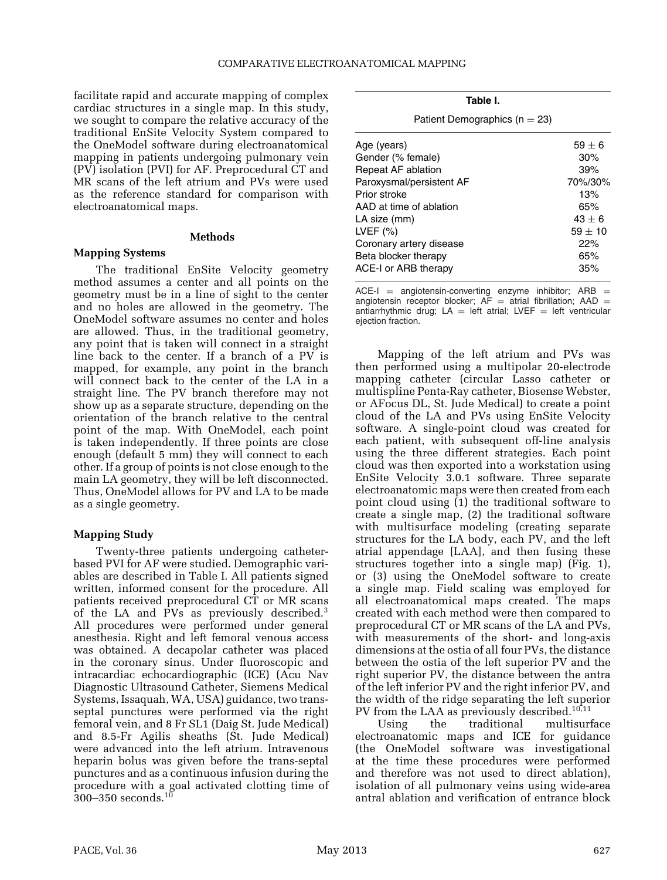facilitate rapid and accurate mapping of complex cardiac structures in a single map. In this study, we sought to compare the relative accuracy of the traditional EnSite Velocity System compared to the OneModel software during electroanatomical mapping in patients undergoing pulmonary vein (PV) isolation (PVI) for AF. Preprocedural CT and MR scans of the left atrium and PVs were used as the reference standard for comparison with electroanatomical maps.

## Methods

### Mapping Systems

The traditional EnSite Velocity geometry method assumes a center and all points on the geometry must be in a line of sight to the center and no holes are allowed in the geometry. The OneModel software assumes no center and holes are allowed. Thus, in the traditional geometry, any point that is taken will connect in a straight line back to the center. If a branch of a PV is mapped, for example, any point in the branch will connect back to the center of the LA in a straight line. The PV branch therefore may not show up as a separate structure, depending on the orientation of the branch relative to the central point of the map. With OneModel, each point is taken independently. If three points are close enough (default 5 mm) they will connect to each other. If a group of points is not close enough to the main LA geometry, they will be left disconnected. Thus, OneModel allows for PV and LA to be made as a single geometry.

### Mapping Study

Twenty-three patients undergoing catheter-based PVI for AF were studied. Demographic variables are described in Table I. All patients signed written, informed consent for the procedure. All patients received preprocedural CT or MR scans of the LA and PVs as previously described.[3] All procedures were performed under general anesthesia. Right and left femoral venous access was obtained. A decapolar catheter was placed in the coronary sinus. Under fluoroscopic and intracardiac echocardiographic (ICE) (Acu Nav Diagnostic Ultrasound Catheter, Siemens Medical Systems, Issaquah, WA, USA) guidance, two trans-septal punctures were performed via the right femoral vein, and 8 Fr SL1 (Daig St. Jude Medical) and 8.5-Fr Agilis sheaths (St. Jude Medical) were advanced into the left atrium. Intravenous heparin bolus was given before the trans-septal punctures and as a continuous infusion during the procedure with a goal activated clotting time of 300–350 seconds.[10]

**Table I.**

Patient Demographics (n = 23)

| | |
|---|---|
| Age (years) | 59 ± 6 |
| Gender (% female) | 30% |
| Repeat AF ablation | 39% |
| Paroxysmal/persistent AF | 70%/30% |
| Prior stroke | 13% |
| AAD at time of ablation | 65% |
| LA size (mm) | 43 ± 6 |
| LVEF (%) | 59 ± 10 |
| Coronary artery disease | 22% |
| Beta blocker therapy | 65% |
| ACE-I or ARB therapy | 35% |

ACE-I = angiotensin-converting enzyme inhibitor; ARB = angiotensin receptor blocker; AF = atrial fibrillation; AAD = antiarrhythmic drug; LA = left atrial; LVEF = left ventricular ejection fraction.

Mapping of the left atrium and PVs was then performed using a multipolar 20-electrode mapping catheter (circular Lasso catheter or multispline Penta-Ray catheter, Biosense Webster, or AFocus DL, St. Jude Medical) to create a point cloud of the LA and PVs using EnSite Velocity software. A single-point cloud was created for each patient, with subsequent off-line analysis using the three different strategies. Each point cloud was then exported into a workstation using EnSite Velocity 3.0.1 software. Three separate electroanatomic maps were then created from each point cloud using (1) the traditional software to create a single map, (2) the traditional software with multisurface modeling (creating separate structures for the LA body, each PV, and the left atrial appendage [LAA], and then fusing these structures together into a single map) (Fig. 1), or (3) using the OneModel software to create a single map. Field scaling was employed for all electroanatomical maps created. The maps created with each method were then compared to preprocedural CT or MR scans of the LA and PVs, with measurements of the short- and long-axis dimensions at the ostia of all four PVs, the distance between the ostia of the left superior PV and the right superior PV, the distance between the antra of the left inferior PV and the right inferior PV, and the width of the ridge separating the left superior PV from the LAA as previously described.[10,11]

Using the traditional multisurface electroanatomic maps and ICE for guidance (the OneModel software was investigational at the time these procedures were performed and therefore was not used to direct ablation), isolation of all pulmonary veins using wide-area antral ablation and verification of entrance block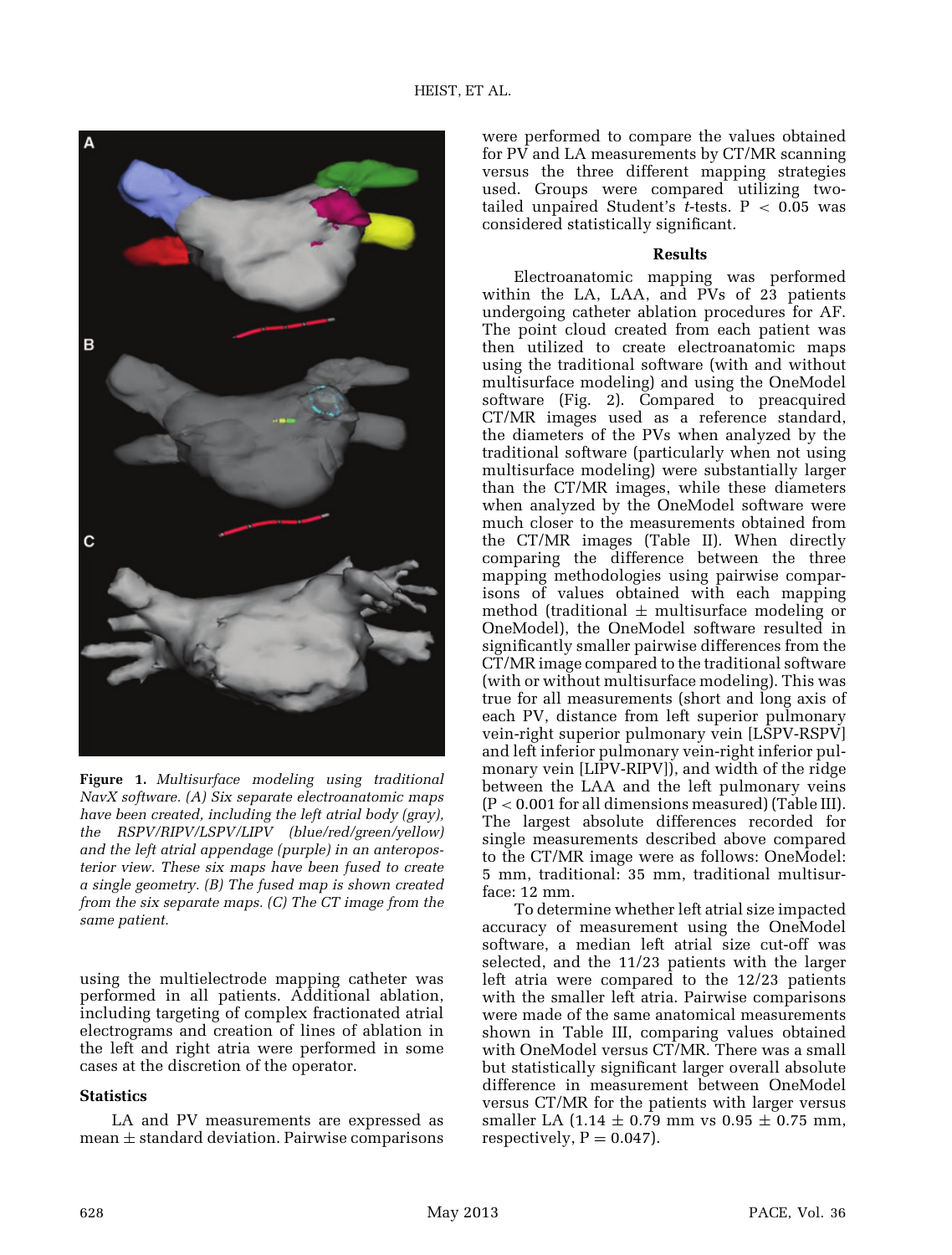**Figure 1.** *Multisurface modeling using traditional NavX software. (A) Six separate electroanatomic maps have been created, including the left atrial body (gray), the RSPV/RIPV/LSPV/LIPV (blue/red/green/yellow) and the left atrial appendage (purple) in an anteroposterior view. These six maps have been fused to create a single geometry. (B) The fused map is shown created from the six separate maps. (C) The CT image from the same patient.*

using the multielectrode mapping catheter was performed in all patients. Additional ablation, including targeting of complex fractionated atrial electrograms and creation of lines of ablation in the left and right atria were performed in some cases at the discretion of the operator.

## Statistics

LA and PV measurements are expressed as mean ± standard deviation. Pairwise comparisons were performed to compare the values obtained for PV and LA measurements by CT/MR scanning versus the three different mapping strategies used. Groups were compared utilizing two-tailed unpaired Student's *t*-tests. $P < 0.05$ was considered statistically significant.

## Results

Electroanatomic mapping was performed within the LA, LAA, and PVs of 23 patients undergoing catheter ablation procedures for AF. The point cloud created from each patient was then utilized to create electroanatomic maps using the traditional software (with and without multisurface modeling) and using the OneModel software (Fig. 2). Compared to preacquired CT/MR images used as a reference standard, the diameters of the PVs when analyzed by the traditional software (particularly when not using multisurface modeling) were substantially larger than the CT/MR images, while these diameters when analyzed by the OneModel software were much closer to the measurements obtained from the CT/MR images (Table II). When directly comparing the difference between the three mapping methodologies using pairwise comparisons of values obtained with each mapping method (traditional ± multisurface modeling or OneModel), the OneModel software resulted in significantly smaller pairwise differences from the CT/MR image compared to the traditional software (with or without multisurface modeling). This was true for all measurements (short and long axis of each PV, distance from left superior pulmonary vein-right superior pulmonary vein [LSPV-RSPV] and left inferior pulmonary vein-right inferior pulmonary vein [LIPV-RIPV]), and width of the ridge between the LAA and the left pulmonary veins ($P < 0.001$ for all dimensions measured) (Table III). The largest absolute differences recorded for single measurements described above compared to the CT/MR image were as follows: OneModel: 5 mm, traditional: 35 mm, traditional multisurface: 12 mm.

To determine whether left atrial size impacted accuracy of measurement using the OneModel software, a median left atrial size cut-off was selected, and the 11/23 patients with the larger left atria were compared to the 12/23 patients with the smaller left atria. Pairwise comparisons were made of the same anatomical measurements shown in Table III, comparing values obtained with OneModel versus CT/MR. There was a small but statistically significant larger overall absolute difference in measurement between OneModel versus CT/MR for the patients with larger versus smaller LA ($1.14 \pm 0.79$ mm vs $0.95 \pm 0.75$ mm, respectively, $P = 0.047$).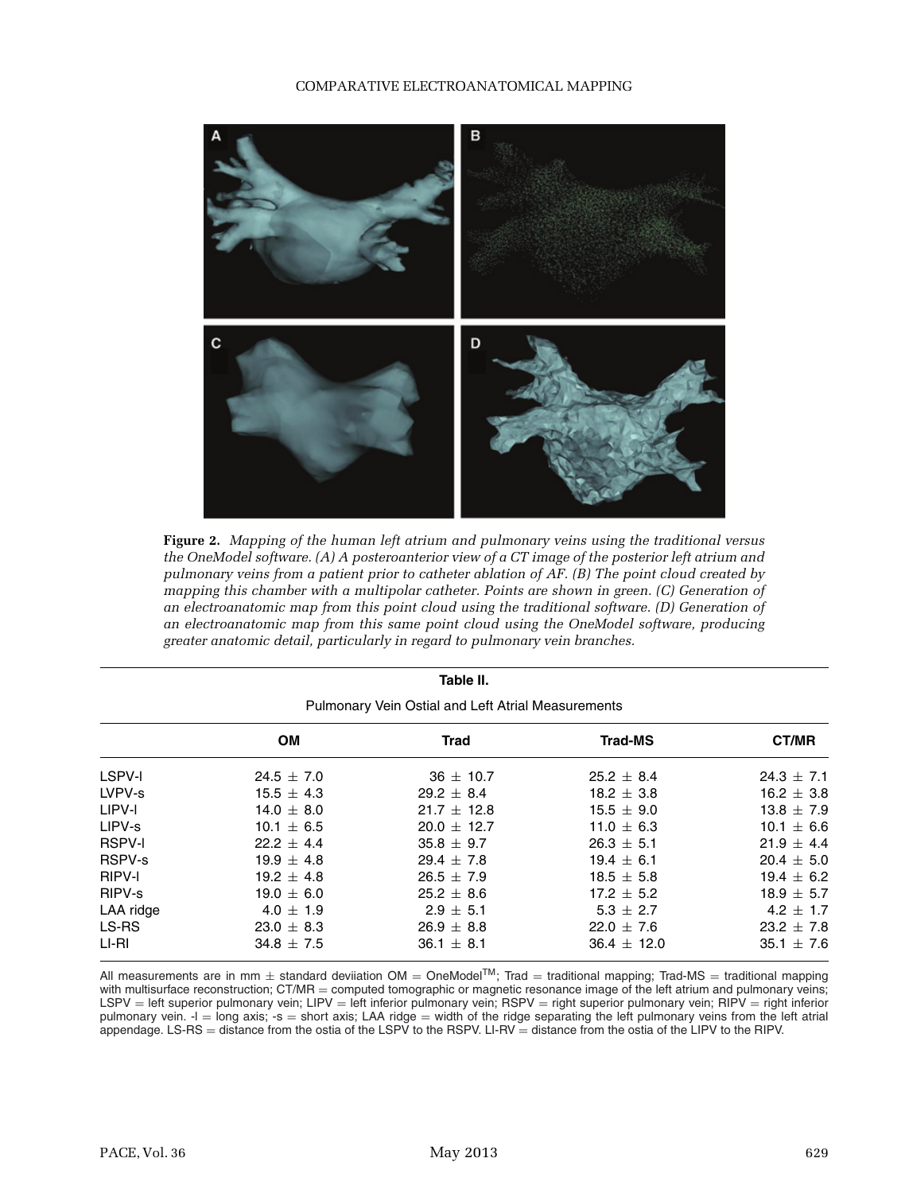**Figure 2.** *Mapping of the human left atrium and pulmonary veins using the traditional versus the OneModel software. (A) A posteroanterior view of a CT image of the posterior left atrium and pulmonary veins from a patient prior to catheter ablation of AF. (B) The point cloud created by mapping this chamber with a multipolar catheter. Points are shown in green. (C) Generation of an electroanatomic map from this point cloud using the traditional software. (D) Generation of an electroanatomic map from this same point cloud using the OneModel software, producing greater anatomic detail, particularly in regard to pulmonary vein branches.*

**Table II.**

Pulmonary Vein Ostial and Left Atrial Measurements

| | OM | Trad | Trad-MS | CT/MR |
|---|---|---|---|---|
| LSPV-l | 24.5 ± 7.0 | 36 ± 10.7 | 25.2 ± 8.4 | 24.3 ± 7.1 |
| LVPV-s | 15.5 ± 4.3 | 29.2 ± 8.4 | 18.2 ± 3.8 | 16.2 ± 3.8 |
| LIPV-l | 14.0 ± 8.0 | 21.7 ± 12.8 | 15.5 ± 9.0 | 13.8 ± 7.9 |
| LIPV-s | 10.1 ± 6.5 | 20.0 ± 12.7 | 11.0 ± 6.3 | 10.1 ± 6.6 |
| RSPV-l | 22.2 ± 4.4 | 35.8 ± 9.7 | 26.3 ± 5.1 | 21.9 ± 4.4 |
| RSPV-s | 19.9 ± 4.8 | 29.4 ± 7.8 | 19.4 ± 6.1 | 20.4 ± 5.0 |
| RIPV-l | 19.2 ± 4.8 | 26.5 ± 7.9 | 18.5 ± 5.8 | 19.4 ± 6.2 |
| RIPV-s | 19.0 ± 6.0 | 25.2 ± 8.6 | 17.2 ± 5.2 | 18.9 ± 5.7 |
| LAA ridge | 4.0 ± 1.9 | 2.9 ± 5.1 | 5.3 ± 2.7 | 4.2 ± 1.7 |
| LS-RS | 23.0 ± 8.3 | 26.9 ± 8.8 | 22.0 ± 7.6 | 23.2 ± 7.8 |
| LI-RI | 34.8 ± 7.5 | 36.1 ± 8.1 | 36.4 ± 12.0 | 35.1 ± 7.6 |

All measurements are in mm ± standard deviiation OM = OneModel[TM]; Trad = traditional mapping; Trad-MS = traditional mapping with multisurface reconstruction; CT/MR = computed tomographic or magnetic resonance image of the left atrium and pulmonary veins; LSPV = left superior pulmonary vein; LIPV = left inferior pulmonary vein; RSPV = right superior pulmonary vein; RIPV = right inferior pulmonary vein. -l = long axis; -s = short axis; LAA ridge = width of the ridge separating the left pulmonary veins from the left atrial appendage. LS-RS = distance from the ostia of the LSPV to the RSPV. LI-RV = distance from the ostia of the LIPV to the RIPV.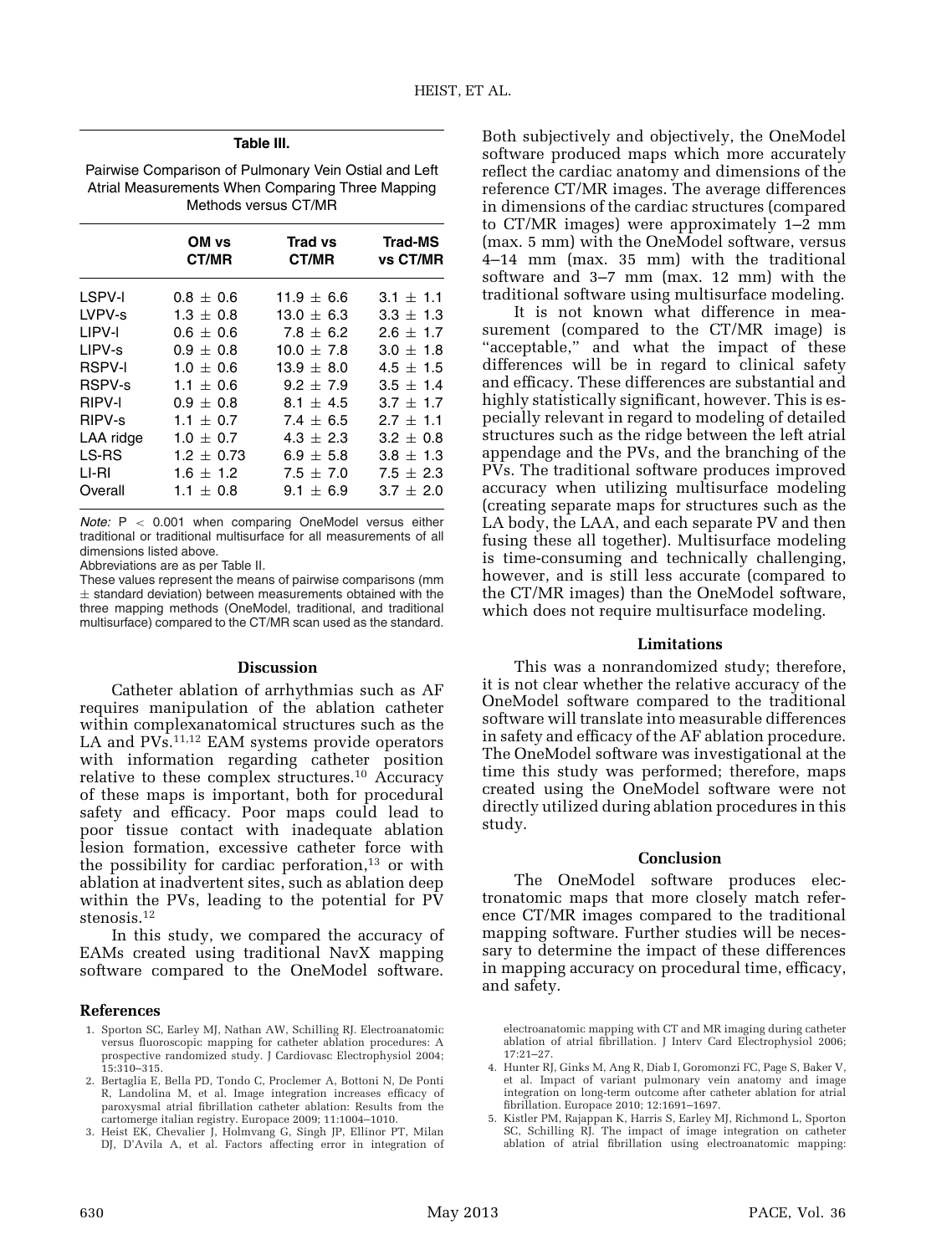**Table III.**

Pairwise Comparison of Pulmonary Vein Ostial and Left Atrial Measurements When Comparing Three Mapping Methods versus CT/MR

| | OM vs CT/MR | Trad vs CT/MR | Trad-MS vs CT/MR |
|---|---|---|---|
| LSPV-I | 0.8 ± 0.6 | 11.9 ± 6.6 | 3.1 ± 1.1 |
| LVPV-s | 1.3 ± 0.8 | 13.0 ± 6.3 | 3.3 ± 1.3 |
| LIPV-I | 0.6 ± 0.6 | 7.8 ± 6.2 | 2.6 ± 1.7 |
| LIPV-s | 0.9 ± 0.8 | 10.0 ± 7.8 | 3.0 ± 1.8 |
| RSPV-I | 1.0 ± 0.6 | 13.9 ± 8.0 | 4.5 ± 1.5 |
| RSPV-s | 1.1 ± 0.6 | 9.2 ± 7.9 | 3.5 ± 1.4 |
| RIPV-I | 0.9 ± 0.8 | 8.1 ± 4.5 | 3.7 ± 1.7 |
| RIPV-s | 1.1 ± 0.7 | 7.4 ± 6.5 | 2.7 ± 1.1 |
| LAA ridge | 1.0 ± 0.7 | 4.3 ± 2.3 | 3.2 ± 0.8 |
| LS-RS | 1.2 ± 0.73 | 6.9 ± 5.8 | 3.8 ± 1.3 |
| LI-RI | 1.6 ± 1.2 | 7.5 ± 7.0 | 7.5 ± 2.3 |
| Overall | 1.1 ± 0.8 | 9.1 ± 6.9 | 3.7 ± 2.0 |

*Note:* $P < 0.001$ when comparing OneModel versus either traditional or traditional multisurface for all measurements of all dimensions listed above.

Abbreviations are as per Table II.

These values represent the means of pairwise comparisons (mm ± standard deviation) between measurements obtained with the three mapping methods (OneModel, traditional, and traditional multisurface) compared to the CT/MR scan used as the standard.

## Discussion

Catheter ablation of arrhythmias such as AF requires manipulation of the ablation catheter within complexanatomical structures such as the LA and PVs.[11,12] EAM systems provide operators with information regarding catheter position relative to these complex structures.[10] Accuracy of these maps is important, both for procedural safety and efficacy. Poor maps could lead to poor tissue contact with inadequate ablation lesion formation, excessive catheter force with the possibility for cardiac perforation,[13] or with ablation at inadvertent sites, such as ablation deep within the PVs, leading to the potential for PV stenosis.[12]

In this study, we compared the accuracy of EAMs created using traditional NavX mapping software compared to the OneModel software. Both subjectively and objectively, the OneModel software produced maps which more accurately reflect the cardiac anatomy and dimensions of the reference CT/MR images. The average differences in dimensions of the cardiac structures (compared to CT/MR images) were approximately 1–2 mm (max. 5 mm) with the OneModel software, versus 4–14 mm (max. 35 mm) with the traditional software and 3–7 mm (max. 12 mm) with the traditional software using multisurface modeling.

It is not known what difference in measurement (compared to the CT/MR image) is "acceptable," and what the impact of these differences will be in regard to clinical safety and efficacy. These differences are substantial and highly statistically significant, however. This is especially relevant in regard to modeling of detailed structures such as the ridge between the left atrial appendage and the PVs, and the branching of the PVs. The traditional software produces improved accuracy when utilizing multisurface modeling (creating separate maps for structures such as the LA body, the LAA, and each separate PV and then fusing these all together). Multisurface modeling is time-consuming and technically challenging, however, and is still less accurate (compared to the CT/MR images) than the OneModel software, which does not require multisurface modeling.

## Limitations

This was a nonrandomized study; therefore, it is not clear whether the relative accuracy of the OneModel software compared to the traditional software will translate into measurable differences in safety and efficacy of the AF ablation procedure. The OneModel software was investigational at the time this study was performed; therefore, maps created using the OneModel software were not directly utilized during ablation procedures in this study.

## Conclusion

The OneModel software produces electronatomic maps that more closely match reference CT/MR images compared to the traditional mapping software. Further studies will be necessary to determine the impact of these differences in mapping accuracy on procedural time, efficacy, and safety.

## References

1. Sporton SC, Earley MJ, Nathan AW, Schilling RJ. Electroanatomic versus fluoroscopic mapping for catheter ablation procedures: A prospective randomized study. J Cardiovasc Electrophysiol 2004; 15:310–315.
2. Bertaglia E, Bella PD, Tondo C, Proclemer A, Bottoni N, De Ponti R, Landolina M, et al. Image integration increases efficacy of paroxysmal atrial fibrillation catheter ablation: Results from the cartomerge italian registry. Europace 2009; 11:1004–1010.
3. Heist EK, Chevalier J, Holmvang G, Singh JP, Ellinor PT, Milan DJ, D'Avila A, et al. Factors affecting error in integration of electroanatomic mapping with CT and MR imaging during catheter ablation of atrial fibrillation. J Interv Card Electrophysiol 2006; 17:21–27.
4. Hunter RJ, Ginks M, Ang R, Diab I, Goromonzi FC, Page S, Baker V, et al. Impact of variant pulmonary vein anatomy and image integration on long-term outcome after catheter ablation for atrial fibrillation. Europace 2010; 12:1691–1697.
5. Kistler PM, Rajappan K, Harris S, Earley MJ, Richmond L, Sporton SC, Schilling RJ. The impact of image integration on catheter ablation of atrial fibrillation using electroanatomic mapping: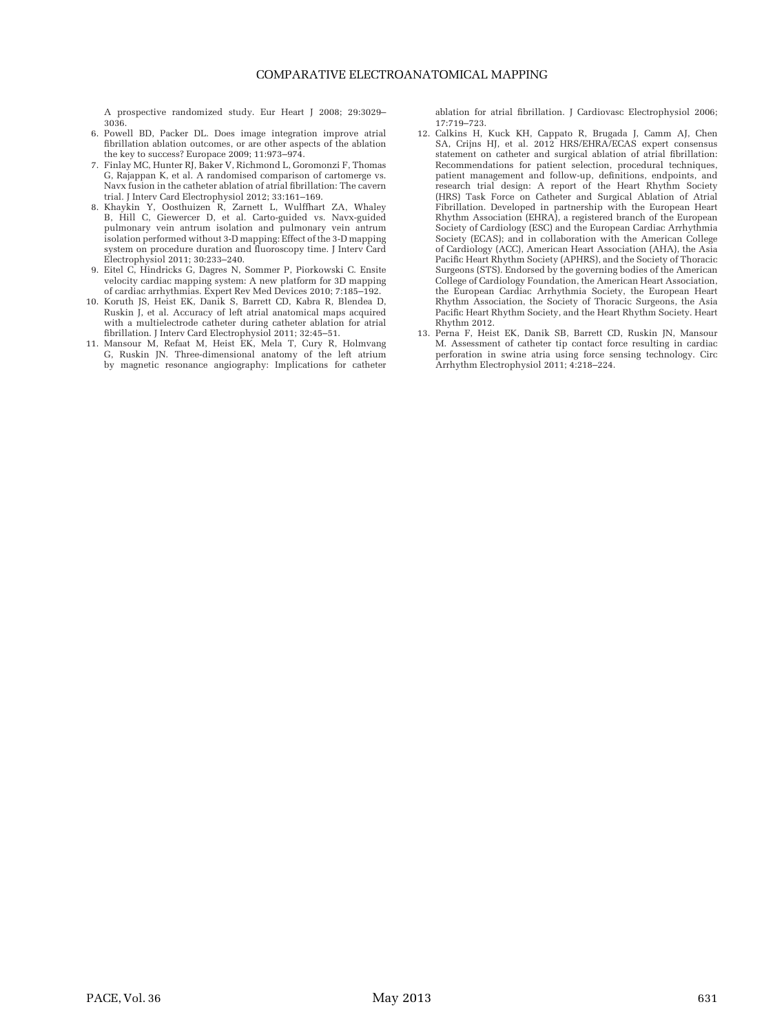A prospective randomized study. Eur Heart J 2008; 29:3029–3036.

6. Powell BD, Packer DL. Does image integration improve atrial fibrillation ablation outcomes, or are other aspects of the ablation the key to success? Europace 2009; 11:973–974.
7. Finlay MC, Hunter RJ, Baker V, Richmond L, Goromonzi F, Thomas G, Rajappan K, et al. A randomised comparison of cartomerge vs. Navx fusion in the catheter ablation of atrial fibrillation: The cavern trial. J Interv Card Electrophysiol 2012; 33:161–169.
8. Khaykin Y, Oosthuizen R, Zarnett L, Wulffhart ZA, Whaley B, Hill C, Giewercer D, et al. Carto-guided vs. Navx-guided pulmonary vein antrum isolation and pulmonary vein antrum isolation performed without 3-D mapping: Effect of the 3-D mapping system on procedure duration and fluoroscopy time. J Interv Card Electrophysiol 2011; 30:233–240.
9. Eitel C, Hindricks G, Dagres N, Sommer P, Piorkowski C. Ensite velocity cardiac mapping system: A new platform for 3D mapping of cardiac arrhythmias. Expert Rev Med Devices 2010; 7:185–192.
10. Koruth JS, Heist EK, Danik S, Barrett CD, Kabra R, Blendea D, Ruskin J, et al. Accuracy of left atrial anatomical maps acquired with a multielectrode catheter during catheter ablation for atrial fibrillation. J Interv Card Electrophysiol 2011; 32:45–51.
11. Mansour M, Refaat M, Heist EK, Mela T, Cury R, Holmvang G, Ruskin JN. Three-dimensional anatomy of the left atrium by magnetic resonance angiography: Implications for catheter ablation for atrial fibrillation. J Cardiovasc Electrophysiol 2006; 17:719–723.
12. Calkins H, Kuck KH, Cappato R, Brugada J, Camm AJ, Chen SA, Crijns HJ, et al. 2012 HRS/EHRA/ECAS expert consensus statement on catheter and surgical ablation of atrial fibrillation: Recommendations for patient selection, procedural techniques, patient management and follow-up, definitions, endpoints, and research trial design: A report of the Heart Rhythm Society (HRS) Task Force on Catheter and Surgical Ablation of Atrial Fibrillation. Developed in partnership with the European Heart Rhythm Association (EHRA), a registered branch of the European Society of Cardiology (ESC) and the European Cardiac Arrhythmia Society (ECAS); and in collaboration with the American College of Cardiology (ACC), American Heart Association (AHA), the Asia Pacific Heart Rhythm Society (APHRS), and the Society of Thoracic Surgeons (STS). Endorsed by the governing bodies of the American College of Cardiology Foundation, the American Heart Association, the European Cardiac Arrhythmia Society, the European Heart Rhythm Association, the Society of Thoracic Surgeons, the Asia Pacific Heart Rhythm Society, and the Heart Rhythm Society. Heart Rhythm 2012.
13. Perna F, Heist EK, Danik SB, Barrett CD, Ruskin JN, Mansour M. Assessment of catheter tip contact force resulting in cardiac perforation in swine atria using force sensing technology. Circ Arrhythm Electrophysiol 2011; 4:218–224.